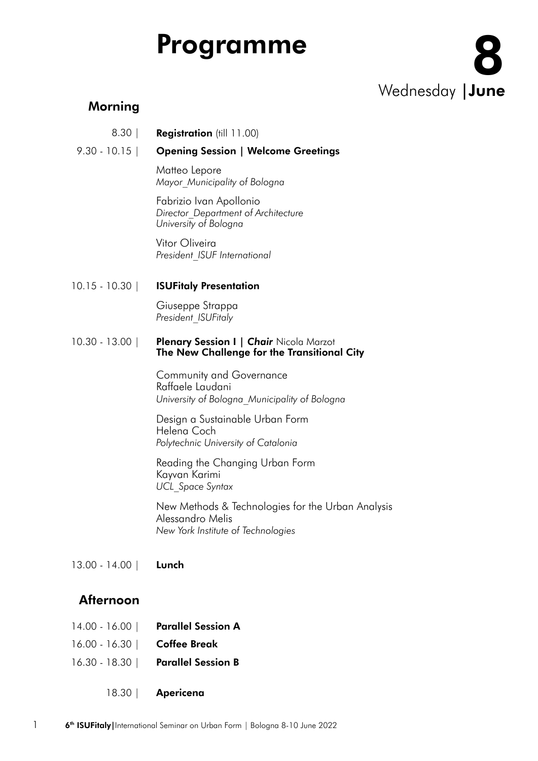# Programme

## 8 Wednesday | June

### Morning

8.30 | **Registration** (till 11.00)

9.30 - 10.15 | **Opening Session | Welcome Greetings**

Matteo Lepore
*Mayor_Municipality of Bologna*

Fabrizio Ivan Apollonio
*Director_Department of Architecture*
*University of Bologna*

Vitor Oliveira
*President_ISUF International*

10.15 - 10.30 | **ISUFitaly Presentation**

Giuseppe Strappa
*President_ISUFitaly*

10.30 - 13.00 | **Plenary Session I |** ***Chair*** Nicola Marzot
**The New Challenge for the Transitional City**

Community and Governance
Raffaele Laudani
*University of Bologna_Municipality of Bologna*

Design a Sustainable Urban Form
Helena Coch
*Polytechnic University of Catalonia*

Reading the Changing Urban Form
Kayvan Karimi
*UCL_Space Syntax*

New Methods & Technologies for the Urban Analysis
Alessandro Melis
*New York Institute of Technologies*

13.00 - 14.00 | **Lunch**

### Afternoon

14.00 - 16.00 | **Parallel Session A**

16.00 - 16.30 | **Coffee Break**

16.30 - 18.30 | **Parallel Session B**

18.30 | **Apericena**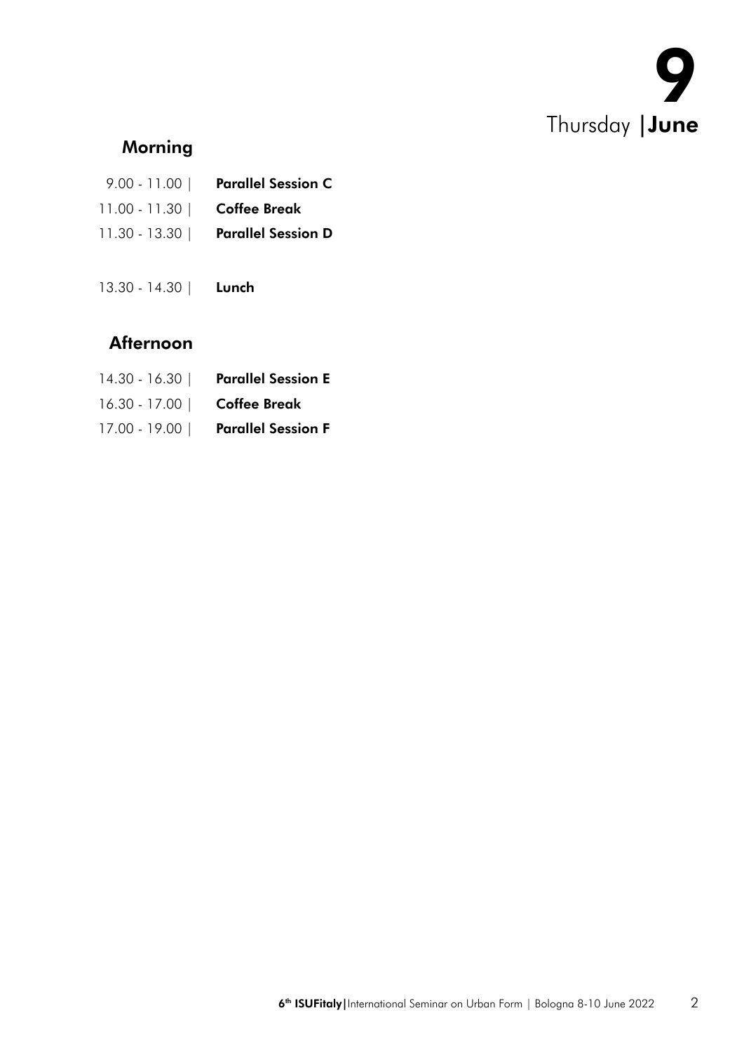# 9
## Thursday | June

### Morning

9.00 - 11.00 | **Parallel Session C**

11.00 - 11.30 | **Coffee Break**

11.30 - 13.30 | **Parallel Session D**

13.30 - 14.30 | **Lunch**

### Afternoon

14.30 - 16.30 | **Parallel Session E**

16.30 - 17.00 | **Coffee Break**

17.00 - 19.00 | **Parallel Session F**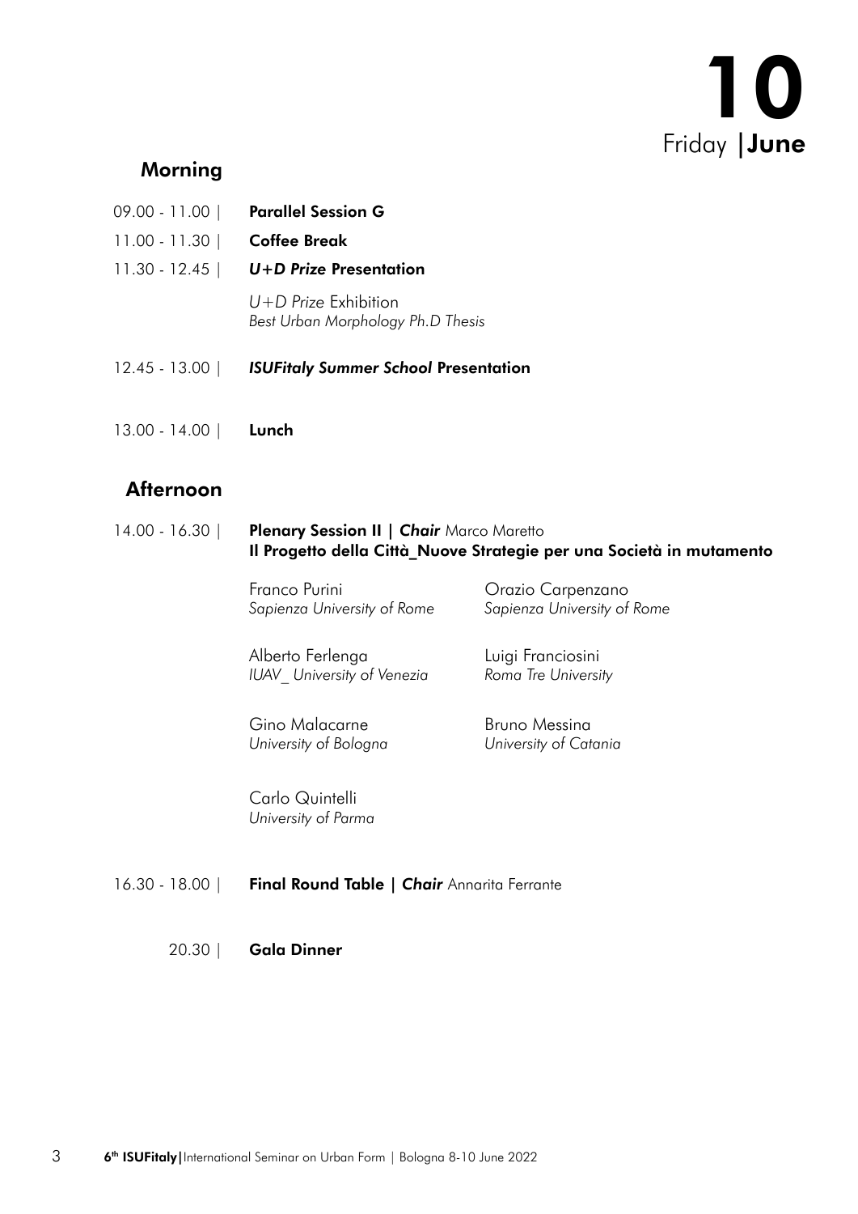# 10 Friday | June

## Morning

09.00 - 11.00 | **Parallel Session G**

11.00 - 11.30 | **Coffee Break**

11.30 - 12.45 | ***U+D Prize* Presentation**

*U+D Prize* Exhibition
*Best Urban Morphology Ph.D Thesis*

12.45 - 13.00 | ***ISUFitaly Summer School* Presentation**

13.00 - 14.00 | **Lunch**

## Afternoon

14.00 - 16.30 | **Plenary Session II | *Chair*** Marco Maretto
**Il Progetto della Città_Nuove Strategie per una Società in mutamento**

Franco Purini
*Sapienza University of Rome*

Orazio Carpenzano
*Sapienza University of Rome*

Alberto Ferlenga
*IUAV_ University of Venezia*

Luigi Franciosini
*Roma Tre University*

Gino Malacarne
*University of Bologna*

Bruno Messina
*University of Catania*

Carlo Quintelli
*University of Parma*

16.30 - 18.00 | **Final Round Table | *Chair*** Annarita Ferrante

20.30 | **Gala Dinner**